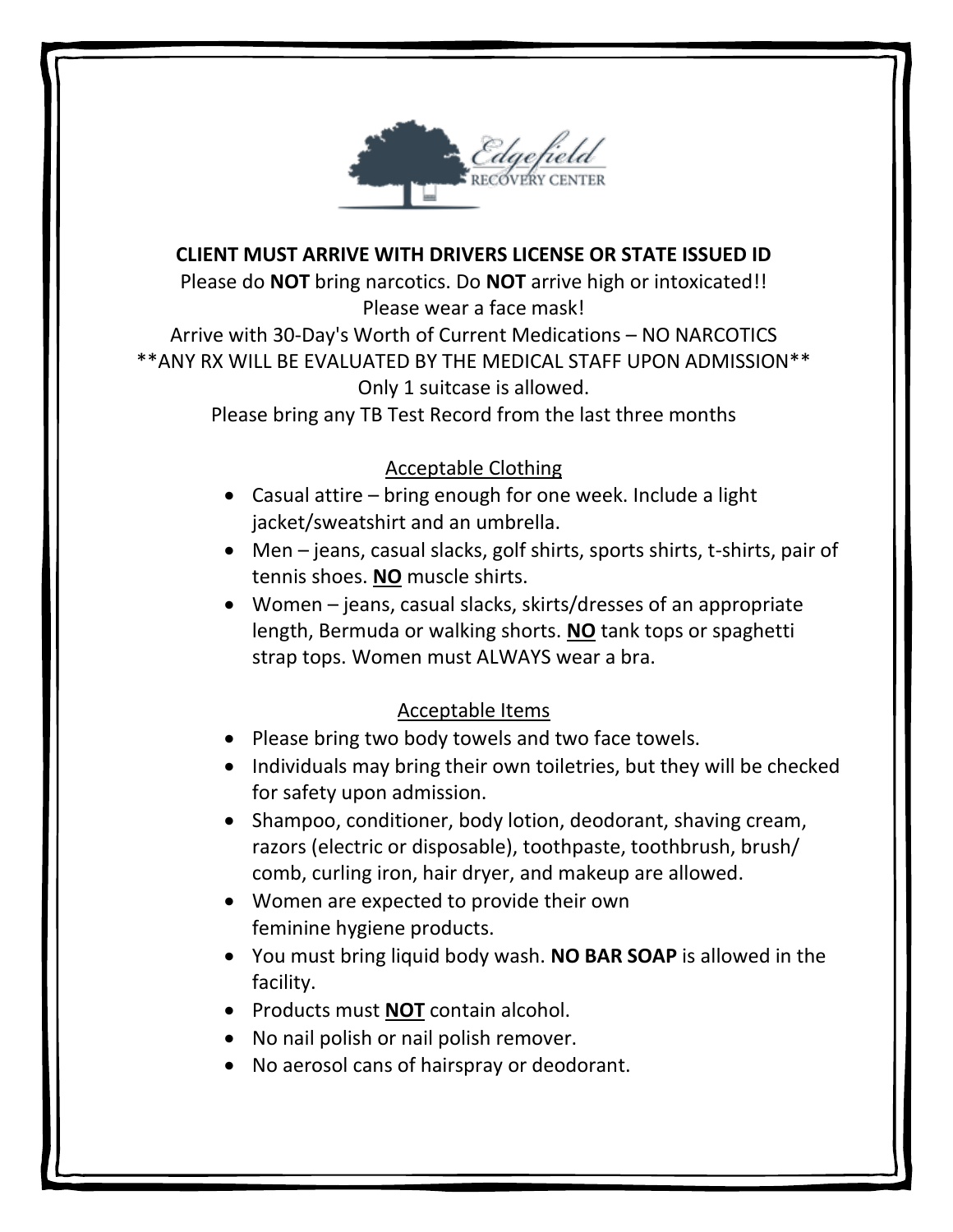Edgefield Recovery Center

**CLIENT MUST ARRIVE WITH DRIVERS LICENSE OR STATE ISSUED ID**

Please do **NOT** bring narcotics. Do **NOT** arrive high or intoxicated!!

Please wear a face mask!

Arrive with 30-Day's Worth of Current Medications – NO NARCOTICS

**ANY RX WILL BE EVALUATED BY THE MEDICAL STAFF UPON ADMISSION**

Only 1 suitcase is allowed.

Please bring any TB Test Record from the last three months

<u>Acceptable Clothing</u>

- Casual attire – bring enough for one week. Include a light jacket/sweatshirt and an umbrella.
- Men – jeans, casual slacks, golf shirts, sports shirts, t-shirts, pair of tennis shoes. **<u>NO</u>** muscle shirts.
- Women – jeans, casual slacks, skirts/dresses of an appropriate length, Bermuda or walking shorts. **<u>NO</u>** tank tops or spaghetti strap tops. Women must ALWAYS wear a bra.

<u>Acceptable Items</u>

- Please bring two body towels and two face towels.
- Individuals may bring their own toiletries, but they will be checked for safety upon admission.
- Shampoo, conditioner, body lotion, deodorant, shaving cream, razors (electric or disposable), toothpaste, toothbrush, brush/comb, curling iron, hair dryer, and makeup are allowed.
- Women are expected to provide their own feminine hygiene products.
- You must bring liquid body wash. **NO BAR SOAP** is allowed in the facility.
- Products must **<u>NOT</u>** contain alcohol.
- No nail polish or nail polish remover.
- No aerosol cans of hairspray or deodorant.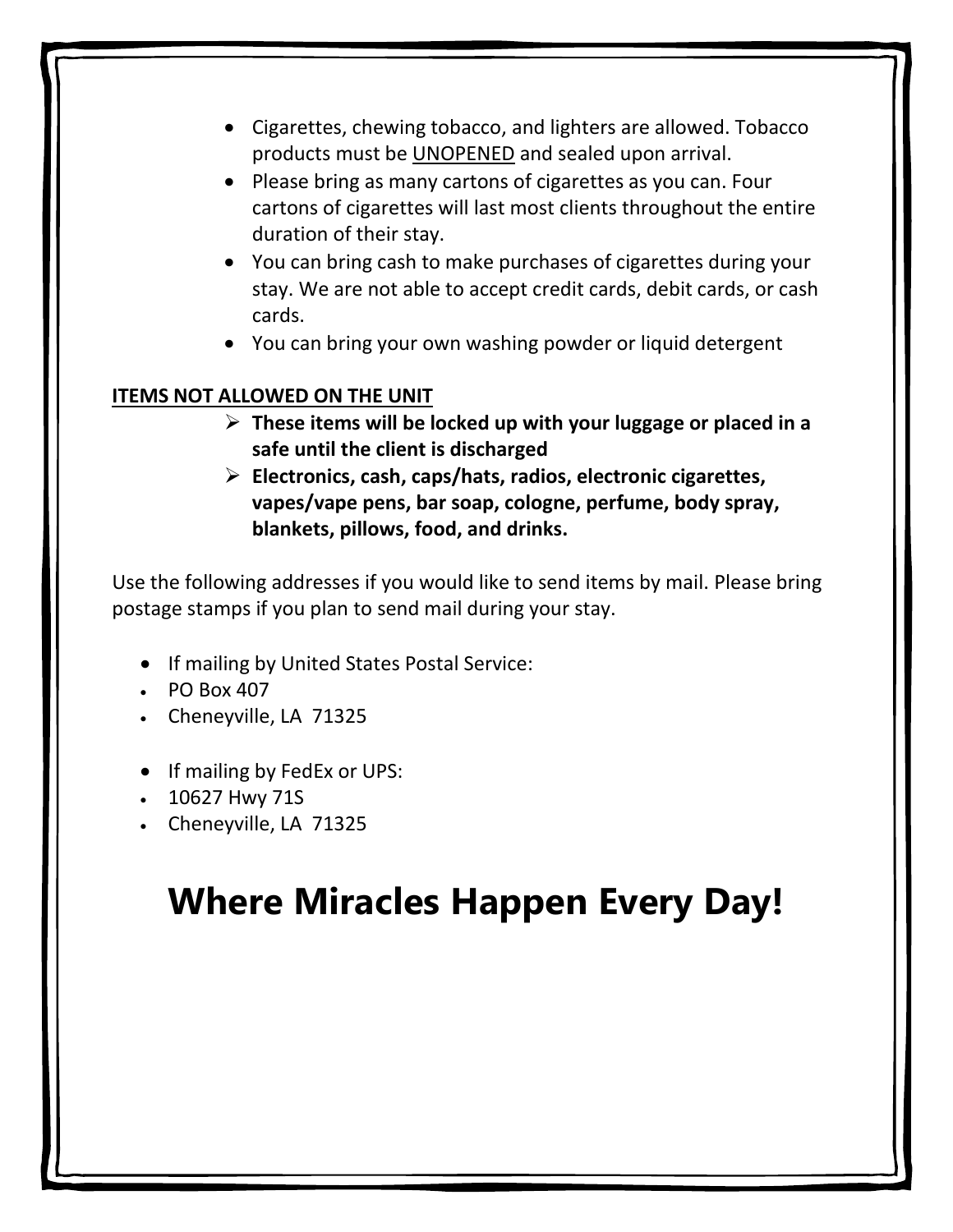- Cigarettes, chewing tobacco, and lighters are allowed. Tobacco products must be <u>UNOPENED</u> and sealed upon arrival.
- Please bring as many cartons of cigarettes as you can. Four cartons of cigarettes will last most clients throughout the entire duration of their stay.
- You can bring cash to make purchases of cigarettes during your stay. We are not able to accept credit cards, debit cards, or cash cards.
- You can bring your own washing powder or liquid detergent

**<u>ITEMS NOT ALLOWED ON THE UNIT</u>**

- **These items will be locked up with your luggage or placed in a safe until the client is discharged**
- **Electronics, cash, caps/hats, radios, electronic cigarettes, vapes/vape pens, bar soap, cologne, perfume, body spray, blankets, pillows, food, and drinks.**

Use the following addresses if you would like to send items by mail. Please bring postage stamps if you plan to send mail during your stay.

- If mailing by United States Postal Service:
- PO Box 407
- Cheneyville, LA 71325

- If mailing by FedEx or UPS:
- 10627 Hwy 71S
- Cheneyville, LA 71325

# Where Miracles Happen Every Day!